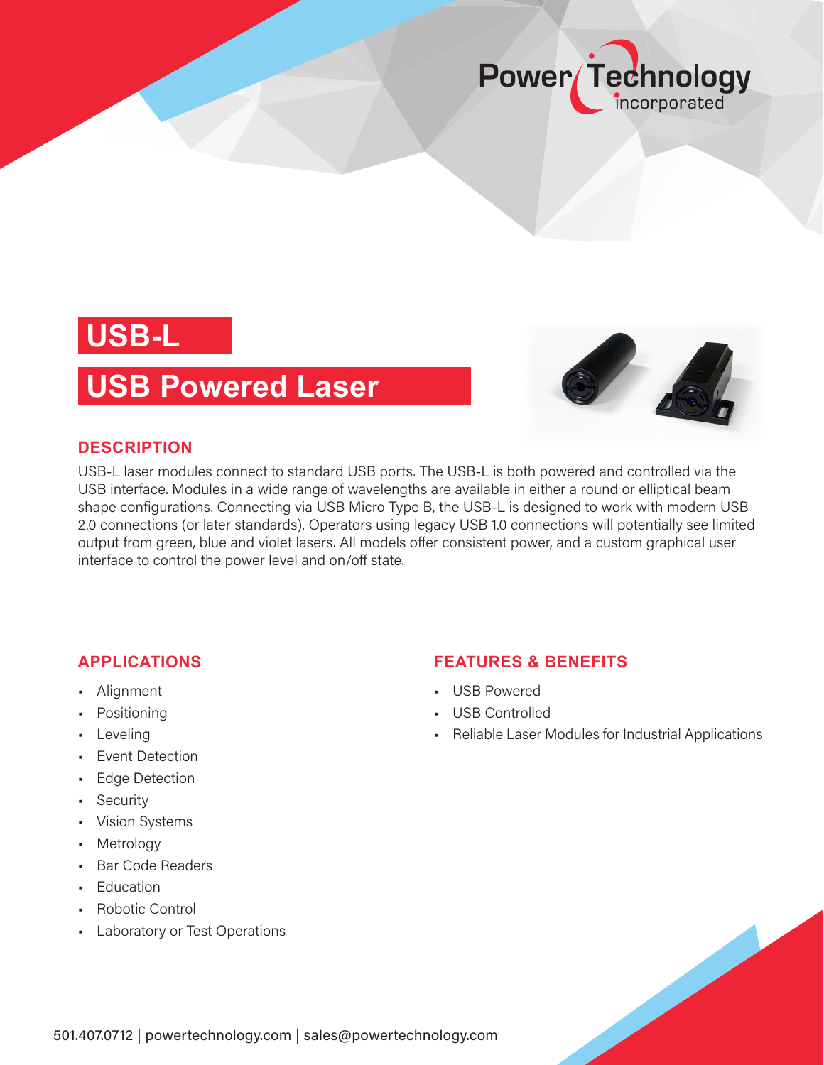Power Technology incorporated

# USB-L

# USB Powered Laser

## DESCRIPTION

USB-L laser modules connect to standard USB ports. The USB-L is both powered and controlled via the USB interface. Modules in a wide range of wavelengths are available in either a round or elliptical beam shape configurations. Connecting via USB Micro Type B, the USB-L is designed to work with modern USB 2.0 connections (or later standards). Operators using legacy USB 1.0 connections will potentially see limited output from green, blue and violet lasers. All models offer consistent power, and a custom graphical user interface to control the power level and on/off state.

## APPLICATIONS

- Alignment
- Positioning
- Leveling
- Event Detection
- Edge Detection
- Security
- Vision Systems
- Metrology
- Bar Code Readers
- Education
- Robotic Control
- Laboratory or Test Operations

## FEATURES & BENEFITS

- USB Powered
- USB Controlled
- Reliable Laser Modules for Industrial Applications

501.407.0712 | powertechnology.com | sales@powertechnology.com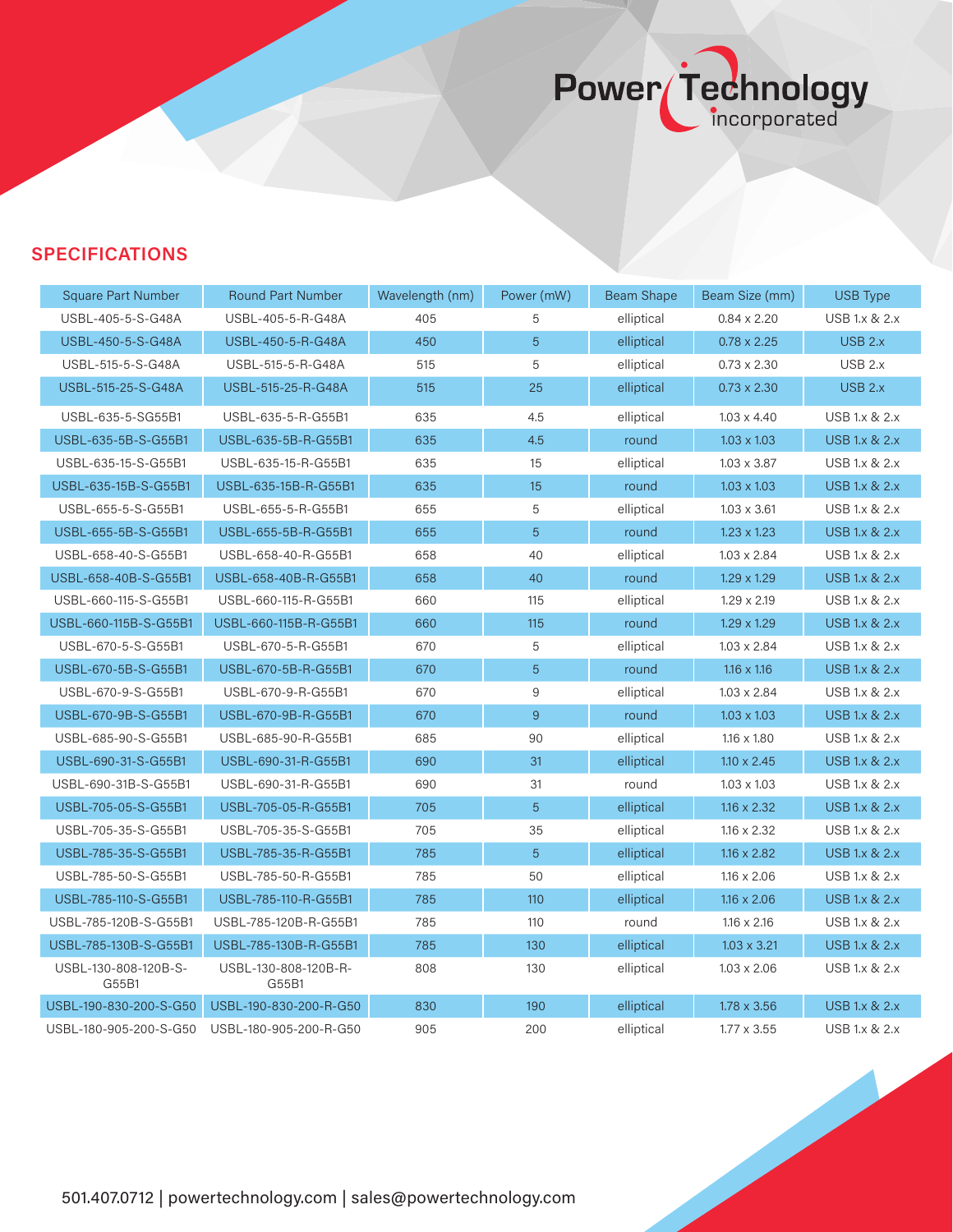## SPECIFICATIONS

| Square Part Number | Round Part Number | Wavelength (nm) | Power (mW) | Beam Shape | Beam Size (mm) | USB Type |
|---|---|---|---|---|---|---|
| USBL-405-5-S-G48A | USBL-405-5-R-G48A | 405 | 5 | elliptical | 0.84 x 2.20 | USB 1.x & 2.x |
| USBL-450-5-S-G48A | USBL-450-5-R-G48A | 450 | 5 | elliptical | 0.78 x 2.25 | USB 2.x |
| USBL-515-5-S-G48A | USBL-515-5-R-G48A | 515 | 5 | elliptical | 0.73 x 2.30 | USB 2.x |
| USBL-515-25-S-G48A | USBL-515-25-R-G48A | 515 | 25 | elliptical | 0.73 x 2.30 | USB 2.x |
| USBL-635-5-SG55B1 | USBL-635-5-R-G55B1 | 635 | 4.5 | elliptical | 1.03 x 4.40 | USB 1.x & 2.x |
| USBL-635-5B-S-G55B1 | USBL-635-5B-R-G55B1 | 635 | 4.5 | round | 1.03 x 1.03 | USB 1.x & 2.x |
| USBL-635-15-S-G55B1 | USBL-635-15-R-G55B1 | 635 | 15 | elliptical | 1.03 x 3.87 | USB 1.x & 2.x |
| USBL-635-15B-S-G55B1 | USBL-635-15B-R-G55B1 | 635 | 15 | round | 1.03 x 1.03 | USB 1.x & 2.x |
| USBL-655-5-S-G55B1 | USBL-655-5-R-G55B1 | 655 | 5 | elliptical | 1.03 x 3.61 | USB 1.x & 2.x |
| USBL-655-5B-S-G55B1 | USBL-655-5B-R-G55B1 | 655 | 5 | round | 1.23 x 1.23 | USB 1.x & 2.x |
| USBL-658-40-S-G55B1 | USBL-658-40-R-G55B1 | 658 | 40 | elliptical | 1.03 x 2.84 | USB 1.x & 2.x |
| USBL-658-40B-S-G55B1 | USBL-658-40B-R-G55B1 | 658 | 40 | round | 1.29 x 1.29 | USB 1.x & 2.x |
| USBL-660-115-S-G55B1 | USBL-660-115-R-G55B1 | 660 | 115 | elliptical | 1.29 x 2.19 | USB 1.x & 2.x |
| USBL-660-115B-S-G55B1 | USBL-660-115B-R-G55B1 | 660 | 115 | round | 1.29 x 1.29 | USB 1.x & 2.x |
| USBL-670-5-S-G55B1 | USBL-670-5-R-G55B1 | 670 | 5 | elliptical | 1.03 x 2.84 | USB 1.x & 2.x |
| USBL-670-5B-S-G55B1 | USBL-670-5B-R-G55B1 | 670 | 5 | round | 1.16 x 1.16 | USB 1.x & 2.x |
| USBL-670-9-S-G55B1 | USBL-670-9-R-G55B1 | 670 | 9 | elliptical | 1.03 x 2.84 | USB 1.x & 2.x |
| USBL-670-9B-S-G55B1 | USBL-670-9B-R-G55B1 | 670 | 9 | round | 1.03 x 1.03 | USB 1.x & 2.x |
| USBL-685-90-S-G55B1 | USBL-685-90-R-G55B1 | 685 | 90 | elliptical | 1.16 x 1.80 | USB 1.x & 2.x |
| USBL-690-31-S-G55B1 | USBL-690-31-R-G55B1 | 690 | 31 | elliptical | 1.10 x 2.45 | USB 1.x & 2.x |
| USBL-690-31B-S-G55B1 | USBL-690-31-R-G55B1 | 690 | 31 | round | 1.03 x 1.03 | USB 1.x & 2.x |
| USBL-705-05-S-G55B1 | USBL-705-05-R-G55B1 | 705 | 5 | elliptical | 1.16 x 2.32 | USB 1.x & 2.x |
| USBL-705-35-S-G55B1 | USBL-705-35-S-G55B1 | 705 | 35 | elliptical | 1.16 x 2.32 | USB 1.x & 2.x |
| USBL-785-35-S-G55B1 | USBL-785-35-R-G55B1 | 785 | 5 | elliptical | 1.16 x 2.82 | USB 1.x & 2.x |
| USBL-785-50-S-G55B1 | USBL-785-50-R-G55B1 | 785 | 50 | elliptical | 1.16 x 2.06 | USB 1.x & 2.x |
| USBL-785-110-S-G55B1 | USBL-785-110-R-G55B1 | 785 | 110 | elliptical | 1.16 x 2.06 | USB 1.x & 2.x |
| USBL-785-120B-S-G55B1 | USBL-785-120B-R-G55B1 | 785 | 110 | round | 1.16 x 2.16 | USB 1.x & 2.x |
| USBL-785-130B-S-G55B1 | USBL-785-130B-R-G55B1 | 785 | 130 | elliptical | 1.03 x 3.21 | USB 1.x & 2.x |
| USBL-130-808-120B-S-G55B1 | USBL-130-808-120B-R-G55B1 | 808 | 130 | elliptical | 1.03 x 2.06 | USB 1.x & 2.x |
| USBL-190-830-200-S-G50 | USBL-190-830-200-R-G50 | 830 | 190 | elliptical | 1.78 x 3.56 | USB 1.x & 2.x |
| USBL-180-905-200-S-G50 | USBL-180-905-200-R-G50 | 905 | 200 | elliptical | 1.77 x 3.55 | USB 1.x & 2.x |

501.407.0712 | powertechnology.com | sales@powertechnology.com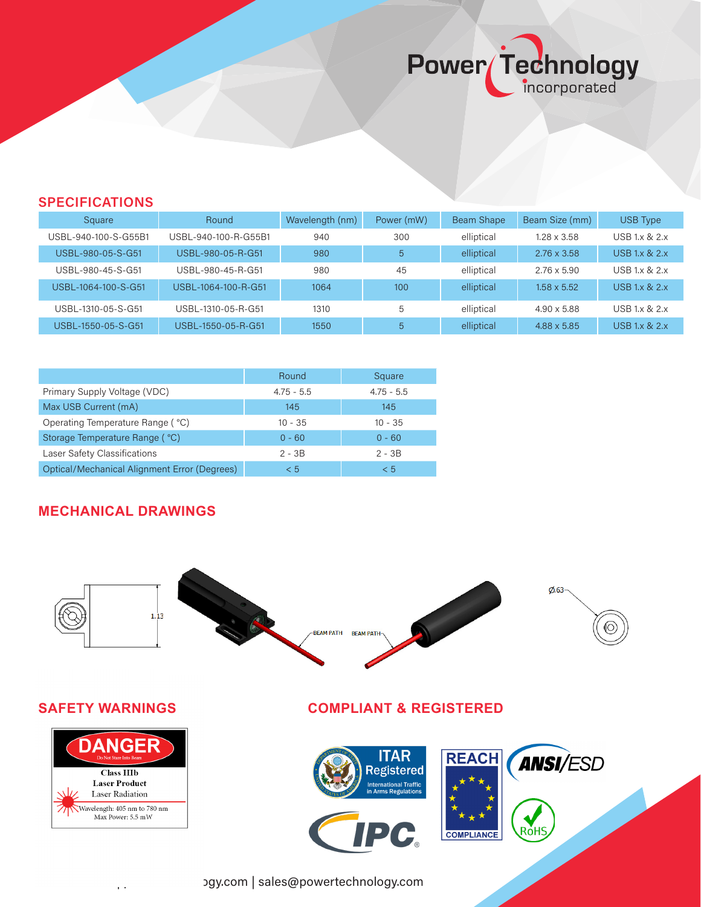## SPECIFICATIONS

| Square | Round | Wavelength (nm) | Power (mW) | Beam Shape | Beam Size (mm) | USB Type |
|---|---|---|---|---|---|---|
| USBL-940-100-S-G55B1 | USBL-940-100-R-G55B1 | 940 | 300 | elliptical | 1.28 x 3.58 | USB 1.x & 2.x |
| USBL-980-05-S-G51 | USBL-980-05-R-G51 | 980 | 5 | elliptical | 2.76 x 3.58 | USB 1.x & 2.x |
| USBL-980-45-S-G51 | USBL-980-45-R-G51 | 980 | 45 | elliptical | 2.76 x 5.90 | USB 1.x & 2.x |
| USBL-1064-100-S-G51 | USBL-1064-100-R-G51 | 1064 | 100 | elliptical | 1.58 x 5.52 | USB 1.x & 2.x |
| USBL-1310-05-S-G51 | USBL-1310-05-R-G51 | 1310 | 5 | elliptical | 4.90 x 5.88 | USB 1.x & 2.x |
| USBL-1550-05-S-G51 | USBL-1550-05-R-G51 | 1550 | 5 | elliptical | 4.88 x 5.85 | USB 1.x & 2.x |

| | Round | Square |
|---|---|---|
| Primary Supply Voltage (VDC) | 4.75 - 5.5 | 4.75 - 5.5 |
| Max USB Current (mA) | 145 | 145 |
| Operating Temperature Range ( °C) | 10 - 35 | 10 - 35 |
| Storage Temperature Range ( °C) | 0 - 60 | 0 - 60 |
| Laser Safety Classifications | 2 - 3B | 2 - 3B |
| Optical/Mechanical Alignment Error (Degrees) | < 5 | < 5 |

## MECHANICAL DRAWINGS

1.13

BEAM PATH

BEAM PATH

Ø.63

## SAFETY WARNINGS

DANGER
Do Not Stare Into Beam
Class IIIb
Laser Product
Laser Radiation
Wavelength: 405 nm to 780 nm
Max Power: 5.5 mW

## COMPLIANT & REGISTERED

ITAR Registered — International Traffic in Arms Regulations

REACH COMPLIANCE

ANSI/ESD

IPC

RoHS

ɔgy.com | sales@powertechnology.com